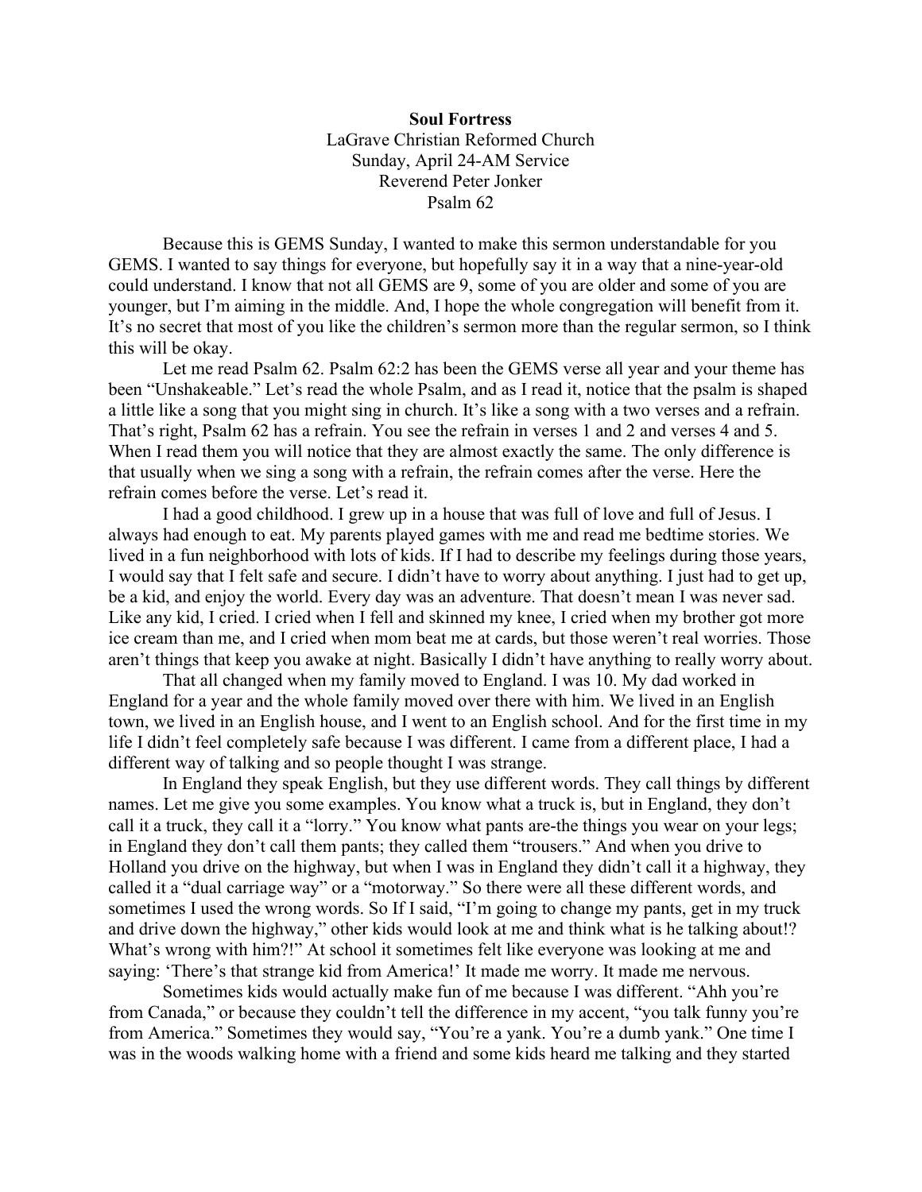**Soul Fortress**
LaGrave Christian Reformed Church
Sunday, April 24-AM Service
Reverend Peter Jonker
Psalm 62

Because this is GEMS Sunday, I wanted to make this sermon understandable for you GEMS. I wanted to say things for everyone, but hopefully say it in a way that a nine-year-old could understand. I know that not all GEMS are 9, some of you are older and some of you are younger, but I'm aiming in the middle. And, I hope the whole congregation will benefit from it. It's no secret that most of you like the children's sermon more than the regular sermon, so I think this will be okay.

Let me read Psalm 62. Psalm 62:2 has been the GEMS verse all year and your theme has been "Unshakeable." Let's read the whole Psalm, and as I read it, notice that the psalm is shaped a little like a song that you might sing in church. It's like a song with a two verses and a refrain. That's right, Psalm 62 has a refrain. You see the refrain in verses 1 and 2 and verses 4 and 5. When I read them you will notice that they are almost exactly the same. The only difference is that usually when we sing a song with a refrain, the refrain comes after the verse. Here the refrain comes before the verse. Let's read it.

I had a good childhood. I grew up in a house that was full of love and full of Jesus. I always had enough to eat. My parents played games with me and read me bedtime stories. We lived in a fun neighborhood with lots of kids. If I had to describe my feelings during those years, I would say that I felt safe and secure. I didn't have to worry about anything. I just had to get up, be a kid, and enjoy the world. Every day was an adventure. That doesn't mean I was never sad. Like any kid, I cried. I cried when I fell and skinned my knee, I cried when my brother got more ice cream than me, and I cried when mom beat me at cards, but those weren't real worries. Those aren't things that keep you awake at night. Basically I didn't have anything to really worry about.

That all changed when my family moved to England. I was 10. My dad worked in England for a year and the whole family moved over there with him. We lived in an English town, we lived in an English house, and I went to an English school. And for the first time in my life I didn't feel completely safe because I was different. I came from a different place, I had a different way of talking and so people thought I was strange.

In England they speak English, but they use different words. They call things by different names. Let me give you some examples. You know what a truck is, but in England, they don't call it a truck, they call it a "lorry." You know what pants are-the things you wear on your legs; in England they don't call them pants; they called them "trousers." And when you drive to Holland you drive on the highway, but when I was in England they didn't call it a highway, they called it a "dual carriage way" or a "motorway." So there were all these different words, and sometimes I used the wrong words. So If I said, "I'm going to change my pants, get in my truck and drive down the highway," other kids would look at me and think what is he talking about!? What's wrong with him?!" At school it sometimes felt like everyone was looking at me and saying: 'There's that strange kid from America!' It made me worry. It made me nervous.

Sometimes kids would actually make fun of me because I was different. "Ahh you're from Canada," or because they couldn't tell the difference in my accent, "you talk funny you're from America." Sometimes they would say, "You're a yank. You're a dumb yank." One time I was in the woods walking home with a friend and some kids heard me talking and they started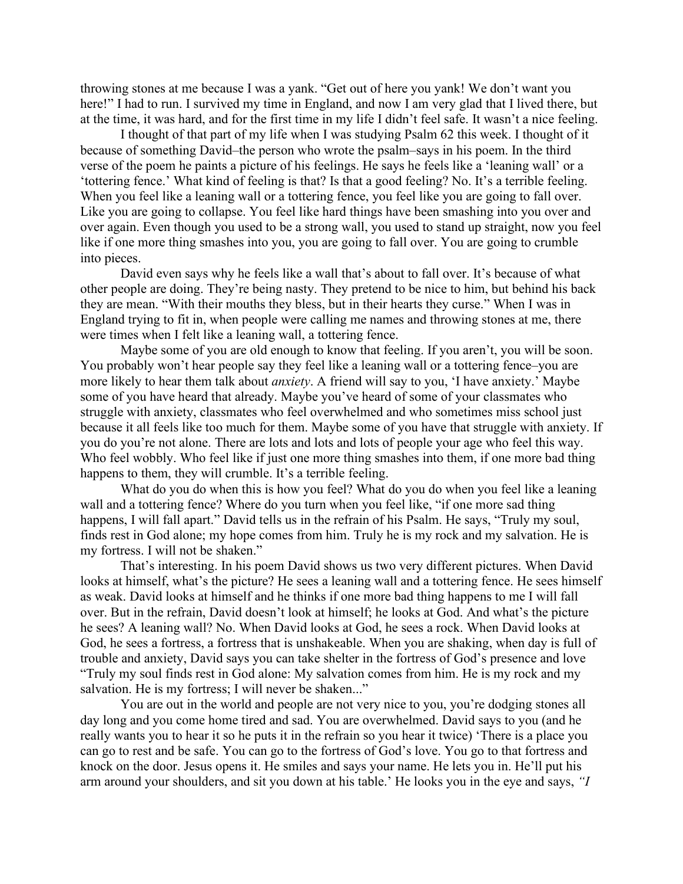throwing stones at me because I was a yank. "Get out of here you yank! We don't want you here!" I had to run. I survived my time in England, and now I am very glad that I lived there, but at the time, it was hard, and for the first time in my life I didn't feel safe. It wasn't a nice feeling.

I thought of that part of my life when I was studying Psalm 62 this week. I thought of it because of something David–the person who wrote the psalm–says in his poem. In the third verse of the poem he paints a picture of his feelings. He says he feels like a 'leaning wall' or a 'tottering fence.' What kind of feeling is that? Is that a good feeling? No. It's a terrible feeling. When you feel like a leaning wall or a tottering fence, you feel like you are going to fall over. Like you are going to collapse. You feel like hard things have been smashing into you over and over again. Even though you used to be a strong wall, you used to stand up straight, now you feel like if one more thing smashes into you, you are going to fall over. You are going to crumble into pieces.

David even says why he feels like a wall that's about to fall over. It's because of what other people are doing. They're being nasty. They pretend to be nice to him, but behind his back they are mean. "With their mouths they bless, but in their hearts they curse." When I was in England trying to fit in, when people were calling me names and throwing stones at me, there were times when I felt like a leaning wall, a tottering fence.

Maybe some of you are old enough to know that feeling. If you aren't, you will be soon. You probably won't hear people say they feel like a leaning wall or a tottering fence–you are more likely to hear them talk about *anxiety*. A friend will say to you, 'I have anxiety.' Maybe some of you have heard that already. Maybe you've heard of some of your classmates who struggle with anxiety, classmates who feel overwhelmed and who sometimes miss school just because it all feels like too much for them. Maybe some of you have that struggle with anxiety. If you do you're not alone. There are lots and lots and lots of people your age who feel this way. Who feel wobbly. Who feel like if just one more thing smashes into them, if one more bad thing happens to them, they will crumble. It's a terrible feeling.

What do you do when this is how you feel? What do you do when you feel like a leaning wall and a tottering fence? Where do you turn when you feel like, "if one more sad thing happens, I will fall apart." David tells us in the refrain of his Psalm. He says, "Truly my soul, finds rest in God alone; my hope comes from him. Truly he is my rock and my salvation. He is my fortress. I will not be shaken."

That's interesting. In his poem David shows us two very different pictures. When David looks at himself, what's the picture? He sees a leaning wall and a tottering fence. He sees himself as weak. David looks at himself and he thinks if one more bad thing happens to me I will fall over. But in the refrain, David doesn't look at himself; he looks at God. And what's the picture he sees? A leaning wall? No. When David looks at God, he sees a rock. When David looks at God, he sees a fortress, a fortress that is unshakeable. When you are shaking, when day is full of trouble and anxiety, David says you can take shelter in the fortress of God's presence and love "Truly my soul finds rest in God alone: My salvation comes from him. He is my rock and my salvation. He is my fortress; I will never be shaken..."

You are out in the world and people are not very nice to you, you're dodging stones all day long and you come home tired and sad. You are overwhelmed. David says to you (and he really wants you to hear it so he puts it in the refrain so you hear it twice) 'There is a place you can go to rest and be safe. You can go to the fortress of God's love. You go to that fortress and knock on the door. Jesus opens it. He smiles and says your name. He lets you in. He'll put his arm around your shoulders, and sit you down at his table.' He looks you in the eye and says, *"I*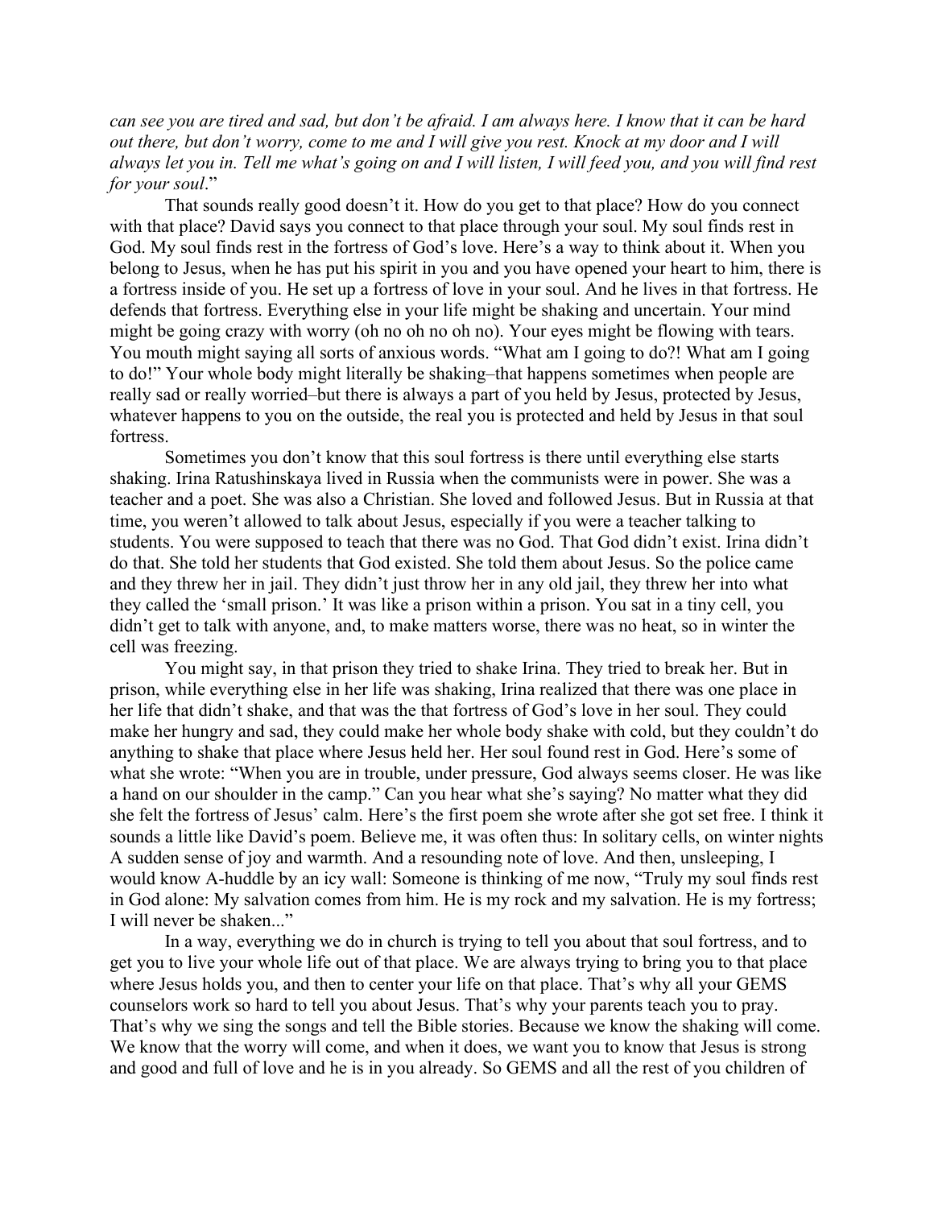*can see you are tired and sad, but don't be afraid. I am always here. I know that it can be hard out there, but don't worry, come to me and I will give you rest. Knock at my door and I will always let you in. Tell me what's going on and I will listen, I will feed you, and you will find rest for your soul*."

That sounds really good doesn't it. How do you get to that place? How do you connect with that place? David says you connect to that place through your soul. My soul finds rest in God. My soul finds rest in the fortress of God's love. Here's a way to think about it. When you belong to Jesus, when he has put his spirit in you and you have opened your heart to him, there is a fortress inside of you. He set up a fortress of love in your soul. And he lives in that fortress. He defends that fortress. Everything else in your life might be shaking and uncertain. Your mind might be going crazy with worry (oh no oh no oh no). Your eyes might be flowing with tears. You mouth might saying all sorts of anxious words. "What am I going to do?! What am I going to do!" Your whole body might literally be shaking–that happens sometimes when people are really sad or really worried–but there is always a part of you held by Jesus, protected by Jesus, whatever happens to you on the outside, the real you is protected and held by Jesus in that soul fortress.

Sometimes you don't know that this soul fortress is there until everything else starts shaking. Irina Ratushinskaya lived in Russia when the communists were in power. She was a teacher and a poet. She was also a Christian. She loved and followed Jesus. But in Russia at that time, you weren't allowed to talk about Jesus, especially if you were a teacher talking to students. You were supposed to teach that there was no God. That God didn't exist. Irina didn't do that. She told her students that God existed. She told them about Jesus. So the police came and they threw her in jail. They didn't just throw her in any old jail, they threw her into what they called the 'small prison.' It was like a prison within a prison. You sat in a tiny cell, you didn't get to talk with anyone, and, to make matters worse, there was no heat, so in winter the cell was freezing.

You might say, in that prison they tried to shake Irina. They tried to break her. But in prison, while everything else in her life was shaking, Irina realized that there was one place in her life that didn't shake, and that was the that fortress of God's love in her soul. They could make her hungry and sad, they could make her whole body shake with cold, but they couldn't do anything to shake that place where Jesus held her. Her soul found rest in God. Here's some of what she wrote: "When you are in trouble, under pressure, God always seems closer. He was like a hand on our shoulder in the camp." Can you hear what she's saying? No matter what they did she felt the fortress of Jesus' calm. Here's the first poem she wrote after she got set free. I think it sounds a little like David's poem. Believe me, it was often thus: In solitary cells, on winter nights A sudden sense of joy and warmth. And a resounding note of love. And then, unsleeping, I would know A-huddle by an icy wall: Someone is thinking of me now, "Truly my soul finds rest in God alone: My salvation comes from him. He is my rock and my salvation. He is my fortress; I will never be shaken..."

In a way, everything we do in church is trying to tell you about that soul fortress, and to get you to live your whole life out of that place. We are always trying to bring you to that place where Jesus holds you, and then to center your life on that place. That's why all your GEMS counselors work so hard to tell you about Jesus. That's why your parents teach you to pray. That's why we sing the songs and tell the Bible stories. Because we know the shaking will come. We know that the worry will come, and when it does, we want you to know that Jesus is strong and good and full of love and he is in you already. So GEMS and all the rest of you children of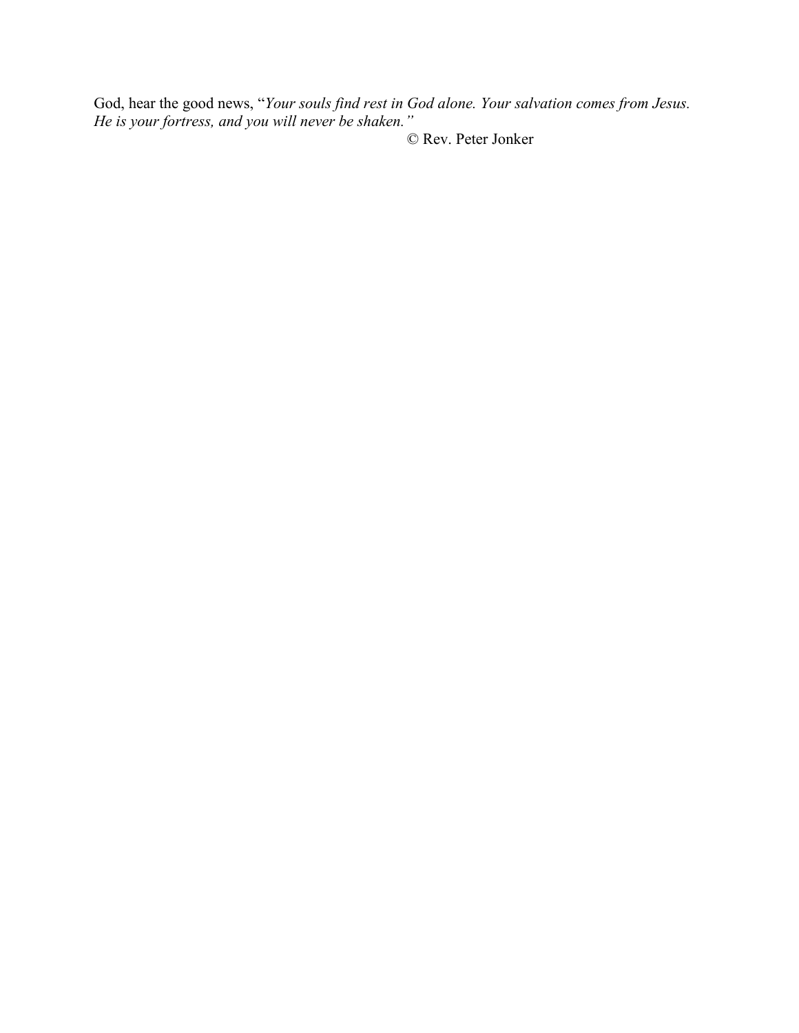God, hear the good news, "*Your souls find rest in God alone. Your salvation comes from Jesus. He is your fortress, and you will never be shaken.*"

© Rev. Peter Jonker